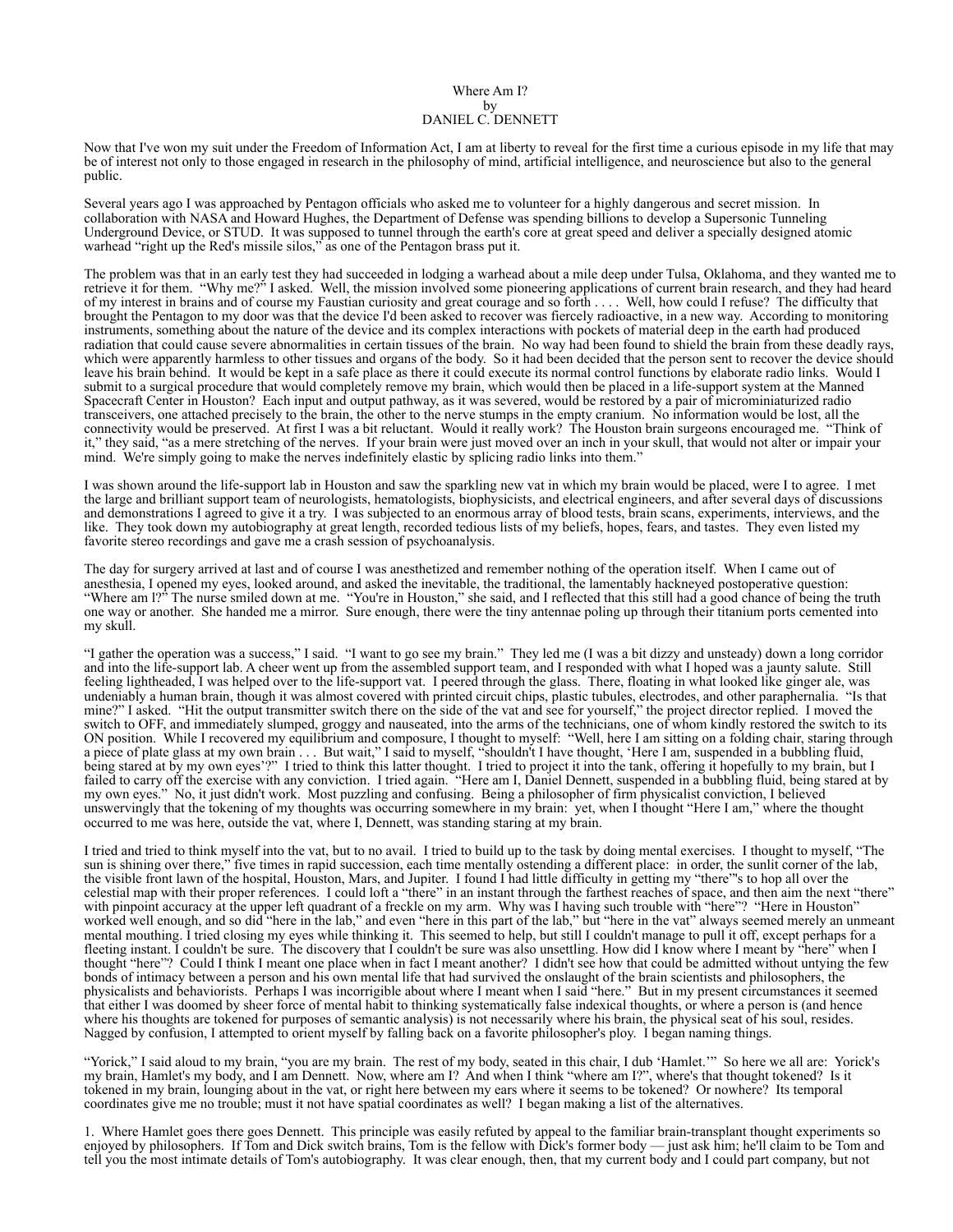# Where Am I?

by

DANIEL C. DENNETT

Now that I've won my suit under the Freedom of Information Act, I am at liberty to reveal for the first time a curious episode in my life that may be of interest not only to those engaged in research in the philosophy of mind, artificial intelligence, and neuroscience but also to the general public.

Several years ago I was approached by Pentagon officials who asked me to volunteer for a highly dangerous and secret mission. In collaboration with NASA and Howard Hughes, the Department of Defense was spending billions to develop a Supersonic Tunneling Underground Device, or STUD. It was supposed to tunnel through the earth's core at great speed and deliver a specially designed atomic warhead "right up the Red's missile silos," as one of the Pentagon brass put it.

The problem was that in an early test they had succeeded in lodging a warhead about a mile deep under Tulsa, Oklahoma, and they wanted me to retrieve it for them. "Why me?" I asked. Well, the mission involved some pioneering applications of current brain research, and they had heard of my interest in brains and of course my Faustian curiosity and great courage and so forth . . . . Well, how could I refuse? The difficulty that brought the Pentagon to my door was that the device I'd been asked to recover was fiercely radioactive, in a new way. According to monitoring instruments, something about the nature of the device and its complex interactions with pockets of material deep in the earth had produced radiation that could cause severe abnormalities in certain tissues of the brain. No way had been found to shield the brain from these deadly rays, which were apparently harmless to other tissues and organs of the body. So it had been decided that the person sent to recover the device should leave his brain behind. It would be kept in a safe place as there it could execute its normal control functions by elaborate radio links. Would I submit to a surgical procedure that would completely remove my brain, which would then be placed in a life-support system at the Manned Spacecraft Center in Houston? Each input and output pathway, as it was severed, would be restored by a pair of microminiaturized radio transceivers, one attached precisely to the brain, the other to the nerve stumps in the empty cranium. No information would be lost, all the connectivity would be preserved. At first I was a bit reluctant. Would it really work? The Houston brain surgeons encouraged me. "Think of it," they said, "as a mere stretching of the nerves. If your brain were just moved over an inch in your skull, that would not alter or impair your mind. We're simply going to make the nerves indefinitely elastic by splicing radio links into them."

I was shown around the life-support lab in Houston and saw the sparkling new vat in which my brain would be placed, were I to agree. I met the large and brilliant support team of neurologists, hematologists, biophysicists, and electrical engineers, and after several days of discussions and demonstrations I agreed to give it a try. I was subjected to an enormous array of blood tests, brain scans, experiments, interviews, and the like. They took down my autobiography at great length, recorded tedious lists of my beliefs, hopes, fears, and tastes. They even listed my favorite stereo recordings and gave me a crash session of psychoanalysis.

The day for surgery arrived at last and of course I was anesthetized and remember nothing of the operation itself. When I came out of anesthesia, I opened my eyes, looked around, and asked the inevitable, the traditional, the lamentably hackneyed postoperative question: "Where am I?" The nurse smiled down at me. "You're in Houston," she said, and I reflected that this still had a good chance of being the truth one way or another. She handed me a mirror. Sure enough, there were the tiny antennae poling up through their titanium ports cemented into my skull.

"I gather the operation was a success," I said. "I want to go see my brain." They led me (I was a bit dizzy and unsteady) down a long corridor and into the life-support lab. A cheer went up from the assembled support team, and I responded with what I hoped was a jaunty salute. Still feeling lightheaded, I was helped over to the life-support vat. I peered through the glass. There, floating in what looked like ginger ale, was undeniably a human brain, though it was almost covered with printed circuit chips, plastic tubules, electrodes, and other paraphernalia. "Is that mine?" I asked. "Hit the output transmitter switch there on the side of the vat and see for yourself," the project director replied. I moved the switch to OFF, and immediately slumped, groggy and nauseated, into the arms of the technicians, one of whom kindly restored the switch to its ON position. While I recovered my equilibrium and composure, I thought to myself: "Well, here I am sitting on a folding chair, staring through a piece of plate glass at my own brain . . . But wait," I said to myself, "shouldn't I have thought, 'Here I am, suspended in a bubbling fluid, being stared at by my own eyes'?" I tried to think this latter thought. I tried to project it into the tank, offering it hopefully to my brain, but I failed to carry off the exercise with any conviction. I tried again. "Here am I, Daniel Dennett, suspended in a bubbling fluid, being stared at by my own eyes." No, it just didn't work. Most puzzling and confusing. Being a philosopher of firm physicalist conviction, I believed unswervingly that the tokening of my thoughts was occurring somewhere in my brain: yet, when I thought "Here I am," where the thought occurred to me was here, outside the vat, where I, Dennett, was standing staring at my brain.

I tried and tried to think myself into the vat, but to no avail. I tried to build up to the task by doing mental exercises. I thought to myself, "The sun is shining over there," five times in rapid succession, each time mentally ostending a different place: in order, the sunlit corner of the lab, the visible front lawn of the hospital, Houston, Mars, and Jupiter. I found I had little difficulty in getting my "there"'s to hop all over the celestial map with their proper references. I could loft a "there" in an instant through the farthest reaches of space, and then aim the next "there" with pinpoint accuracy at the upper left quadrant of a freckle on my arm. Why was I having such trouble with "here"? "Here in Houston" worked well enough, and so did "here in the lab," and even "here in this part of the lab," but "here in the vat" always seemed merely an unmeant mental mouthing. I tried closing my eyes while thinking it. This seemed to help, but still I couldn't manage to pull it off, except perhaps for a fleeting instant. I couldn't be sure. The discovery that I couldn't be sure was also unsettling. How did I know where I meant by "here" when I thought "here"? Could I think I meant one place when in fact I meant another? I didn't see how that could be admitted without untying the few bonds of intimacy between a person and his own mental life that had survived the onslaught of the brain scientists and philosophers, the physicalists and behaviorists. Perhaps I was incorrigible about where I meant when I said "here." But in my present circumstances it seemed that either I was doomed by sheer force of mental habit to thinking systematically false indexical thoughts, or where a person is (and hence where his thoughts are tokened for purposes of semantic analysis) is not necessarily where his brain, the physical seat of his soul, resides. Nagged by confusion, I attempted to orient myself by falling back on a favorite philosopher's ploy. I began naming things.

"Yorick," I said aloud to my brain, "you are my brain. The rest of my body, seated in this chair, I dub 'Hamlet.'" So here we all are: Yorick's my brain, Hamlet's my body, and I am Dennett. Now, where am I? And when I think "where am I?", where's that thought tokened? Is it tokened in my brain, lounging about in the vat, or right here between my ears where it seems to be tokened? Or nowhere? Its temporal coordinates give me no trouble; must it not have spatial coordinates as well? I began making a list of the alternatives.

1. Where Hamlet goes there goes Dennett. This principle was easily refuted by appeal to the familiar brain-transplant thought experiments so enjoyed by philosophers. If Tom and Dick switch brains, Tom is the fellow with Dick's former body — just ask him; he'll claim to be Tom and tell you the most intimate details of Tom's autobiography. It was clear enough, then, that my current body and I could part company, but not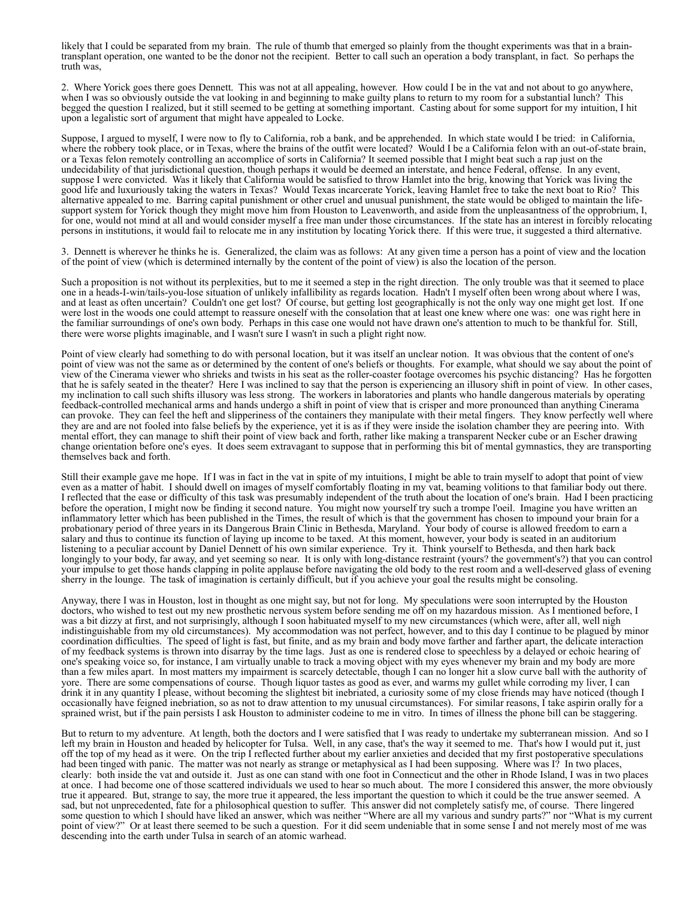likely that I could be separated from my brain. The rule of thumb that emerged so plainly from the thought experiments was that in a brain-transplant operation, one wanted to be the donor not the recipient. Better to call such an operation a body transplant, in fact. So perhaps the truth was,

2. Where Yorick goes there goes Dennett. This was not at all appealing, however. How could I be in the vat and not about to go anywhere, when I was so obviously outside the vat looking in and beginning to make guilty plans to return to my room for a substantial lunch? This begged the question I realized, but it still seemed to be getting at something important. Casting about for some support for my intuition, I hit upon a legalistic sort of argument that might have appealed to Locke.

Suppose, I argued to myself, I were now to fly to California, rob a bank, and be apprehended. In which state would I be tried: in California, where the robbery took place, or in Texas, where the brains of the outfit were located? Would I be a California felon with an out-of-state brain, or a Texas felon remotely controlling an accomplice of sorts in California? It seemed possible that I might beat such a rap just on the undecidability of that jurisdictional question, though perhaps it would be deemed an interstate, and hence Federal, offense. In any event, suppose I were convicted. Was it likely that California would be satisfied to throw Hamlet into the brig, knowing that Yorick was living the good life and luxuriously taking the waters in Texas? Would Texas incarcerate Yorick, leaving Hamlet free to take the next boat to Rio? This alternative appealed to me. Barring capital punishment or other cruel and unusual punishment, the state would be obliged to maintain the life-support system for Yorick though they might move him from Houston to Leavenworth, and aside from the unpleasantness of the opprobrium, I, for one, would not mind at all and would consider myself a free man under those circumstances. If the state has an interest in forcibly relocating persons in institutions, it would fail to relocate me in any institution by locating Yorick there. If this were true, it suggested a third alternative.

3. Dennett is wherever he thinks he is. Generalized, the claim was as follows: At any given time a person has a point of view and the location of the point of view (which is determined internally by the content of the point of view) is also the location of the person.

Such a proposition is not without its perplexities, but to me it seemed a step in the right direction. The only trouble was that it seemed to place one in a heads-I-win/tails-you-lose situation of unlikely infallibility as regards location. Hadn't I myself often been wrong about where I was, and at least as often uncertain? Couldn't one get lost? Of course, but getting lost geographically is not the only way one might get lost. If one were lost in the woods one could attempt to reassure oneself with the consolation that at least one knew where one was: one was right here in the familiar surroundings of one's own body. Perhaps in this case one would not have drawn one's attention to much to be thankful for. Still, there were worse plights imaginable, and I wasn't sure I wasn't in such a plight right now.

Point of view clearly had something to do with personal location, but it was itself an unclear notion. It was obvious that the content of one's point of view was not the same as or determined by the content of one's beliefs or thoughts. For example, what should we say about the point of view of the Cinerama viewer who shrieks and twists in his seat as the roller-coaster footage overcomes his psychic distancing? Has he forgotten that he is safely seated in the theater? Here I was inclined to say that the person is experiencing an illusory shift in point of view. In other cases, my inclination to call such shifts illusory was less strong. The workers in laboratories and plants who handle dangerous materials by operating feedback-controlled mechanical arms and hands undergo a shift in point of view that is crisper and more pronounced than anything Cinerama can provoke. They can feel the heft and slipperiness of the containers they manipulate with their metal fingers. They know perfectly well where they are and are not fooled into false beliefs by the experience, yet it is as if they were inside the isolation chamber they are peering into. With mental effort, they can manage to shift their point of view back and forth, rather like making a transparent Necker cube or an Escher drawing change orientation before one's eyes. It does seem extravagant to suppose that in performing this bit of mental gymnastics, they are transporting themselves back and forth.

Still their example gave me hope. If I was in fact in the vat in spite of my intuitions, I might be able to train myself to adopt that point of view even as a matter of habit. I should dwell on images of myself comfortably floating in my vat, beaming volitions to that familiar body out there. I reflected that the ease or difficulty of this task was presumably independent of the truth about the location of one's brain. Had I been practicing before the operation, I might now be finding it second nature. You might now yourself try such a trompe l'oeil. Imagine you have written an inflammatory letter which has been published in the Times, the result of which is that the government has chosen to impound your brain for a probationary period of three years in its Dangerous Brain Clinic in Bethesda, Maryland. Your body of course is allowed freedom to earn a salary and thus to continue its function of laying up income to be taxed. At this moment, however, your body is seated in an auditorium listening to a peculiar account by Daniel Dennett of his own similar experience. Try it. Think yourself to Bethesda, and then hark back longingly to your body, far away, and yet seeming so near. It is only with long-distance restraint (yours? the government's?) that you can control your impulse to get those hands clapping in polite applause before navigating the old body to the rest room and a well-deserved glass of evening sherry in the lounge. The task of imagination is certainly difficult, but if you achieve your goal the results might be consoling.

Anyway, there I was in Houston, lost in thought as one might say, but not for long. My speculations were soon interrupted by the Houston doctors, who wished to test out my new prosthetic nervous system before sending me off on my hazardous mission. As I mentioned before, I was a bit dizzy at first, and not surprisingly, although I soon habituated myself to my new circumstances (which were, after all, well nigh indistinguishable from my old circumstances). My accommodation was not perfect, however, and to this day I continue to be plagued by minor coordination difficulties. The speed of light is fast, but finite, and as my brain and body move farther and farther apart, the delicate interaction of my feedback systems is thrown into disarray by the time lags. Just as one is rendered close to speechless by a delayed or echoic hearing of one's speaking voice so, for instance, I am virtually unable to track a moving object with my eyes whenever my brain and my body are more than a few miles apart. In most matters my impairment is scarcely detectable, though I can no longer hit a slow curve ball with the authority of yore. There are some compensations of course. Though liquor tastes as good as ever, and warms my gullet while corroding my liver, I can drink it in any quantity I please, without becoming the slightest bit inebriated, a curiosity some of my close friends may have noticed (though I occasionally have feigned inebriation, so as not to draw attention to my unusual circumstances). For similar reasons, I take aspirin orally for a sprained wrist, but if the pain persists I ask Houston to administer codeine to me in vitro. In times of illness the phone bill can be staggering.

But to return to my adventure. At length, both the doctors and I were satisfied that I was ready to undertake my subterranean mission. And so I left my brain in Houston and headed by helicopter for Tulsa. Well, in any case, that's the way it seemed to me. That's how I would put it, just off the top of my head as it were. On the trip I reflected further about my earlier anxieties and decided that my first postoperative speculations had been tinged with panic. The matter was not nearly as strange or metaphysical as I had been supposing. Where was I? In two places, clearly: both inside the vat and outside it. Just as one can stand with one foot in Connecticut and the other in Rhode Island, I was in two places at once. I had become one of those scattered individuals we used to hear so much about. The more I considered this answer, the more obviously true it appeared. But, strange to say, the more true it appeared, the less important the question to which it could be the true answer seemed. A sad, but not unprecedented, fate for a philosophical question to suffer. This answer did not completely satisfy me, of course. There lingered some question to which I should have liked an answer, which was neither "Where are all my various and sundry parts?" nor "What is my current point of view?" Or at least there seemed to be such a question. For it did seem undeniable that in some sense I and not merely most of me was descending into the earth under Tulsa in search of an atomic warhead.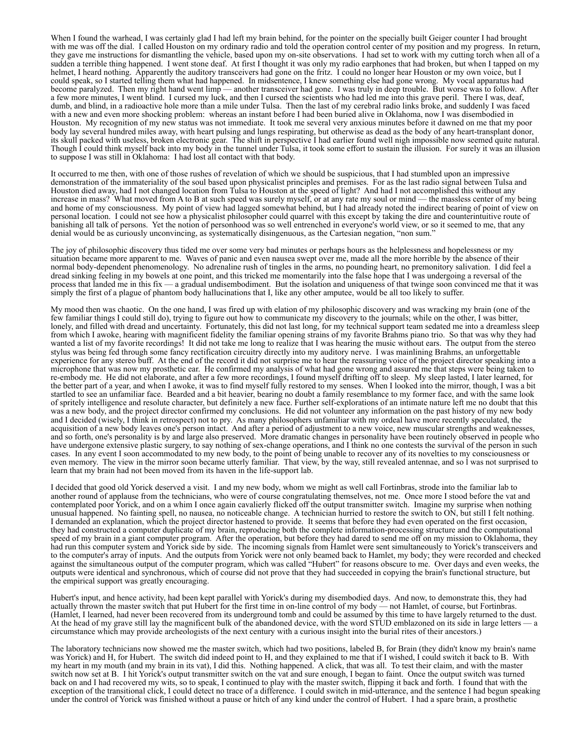When I found the warhead, I was certainly glad I had left my brain behind, for the pointer on the specially built Geiger counter I had brought with me was off the dial. I called Houston on my ordinary radio and told the operation control center of my position and my progress. In return, they gave me instructions for dismantling the vehicle, based upon my on-site observations. I had set to work with my cutting torch when all of a sudden a terrible thing happened. I went stone deaf. At first I thought it was only my radio earphones that had broken, but when I tapped on my helmet, I heard nothing. Apparently the auditory transceivers had gone on the fritz. I could no longer hear Houston or my own voice, but I could speak, so I started telling them what had happened. In midsentence, I knew something else had gone wrong. My vocal apparatus had become paralyzed. Then my right hand went limp — another transceiver had gone. I was truly in deep trouble. But worse was to follow. After a few more minutes, I went blind. I cursed my luck, and then I cursed the scientists who had led me into this grave peril. There I was, deaf, dumb, and blind, in a radioactive hole more than a mile under Tulsa. Then the last of my cerebral radio links broke, and suddenly I was faced with a new and even more shocking problem: whereas an instant before I had been buried alive in Oklahoma, now I was disembodied in Houston. My recognition of my new status was not immediate. It took me several very anxious minutes before it dawned on me that my poor body lay several hundred miles away, with heart pulsing and lungs respirating, but otherwise as dead as the body of any heart-transplant donor, its skull packed with useless, broken electronic gear. The shift in perspective I had earlier found well nigh impossible now seemed quite natural. Though I could think myself back into my body in the tunnel under Tulsa, it took some effort to sustain the illusion. For surely it was an illusion to suppose I was still in Oklahoma: I had lost all contact with that body.

It occurred to me then, with one of those rushes of revelation of which we should be suspicious, that I had stumbled upon an impressive demonstration of the immateriality of the soul based upon physicalist principles and premises. For as the last radio signal between Tulsa and Houston died away, had I not changed location from Tulsa to Houston at the speed of light? And had I not accomplished this without any increase in mass? What moved from A to B at such speed was surely myself, or at any rate my soul or mind — the massless center of my being and home of my consciousness. My point of view had lagged somewhat behind, but I had already noted the indirect bearing of point of view on personal location. I could not see how a physicalist philosopher could quarrel with this except by taking the dire and counterintuitive route of banishing all talk of persons. Yet the notion of personhood was so well entrenched in everyone's world view, or so it seemed to me, that any denial would be as curiously unconvincing, as systematically disingenuous, as the Cartesian negation, "non sum."

The joy of philosophic discovery thus tided me over some very bad minutes or perhaps hours as the helplessness and hopelessness or my situation became more apparent to me. Waves of panic and even nausea swept over me, made all the more horrible by the absence of their normal body-dependent phenomenology. No adrenaline rush of tingles in the arms, no pounding heart, no premonitory salivation. I did feel a dread sinking feeling in my bowels at one point, and this tricked me momentarily into the false hope that I was undergoing a reversal of the process that landed me in this fix — a gradual undisembodiment. But the isolation and uniqueness of that twinge soon convinced me that it was simply the first of a plague of phantom body hallucinations that I, like any other amputee, would be all too likely to suffer.

My mood then was chaotic. On the one hand, I was fired up with elation of my philosophic discovery and was wracking my brain (one of the few familiar things I could still do), trying to figure out how to communicate my discovery to the journals; while on the other, I was bitter, lonely, and filled with dread and uncertainty. Fortunately, this did not last long, for my technical support team sedated me into a dreamless sleep from which I awoke, hearing with magnificent fidelity the familiar opening strains of my favorite Brahms piano trio. So that was why they had wanted a list of my favorite recordings! It did not take me long to realize that I was hearing the music without ears. The output from the stereo stylus was being fed through some fancy rectification circuitry directly into my auditory nerve. I was mainlining Brahms, an unforgettable experience for any stereo buff. At the end of the record it did not surprise me to hear the reassuring voice of the project director speaking into a microphone that was now my prosthetic ear. He confirmed my analysis of what had gone wrong and assured me that steps were being taken to re-embody me. He did not elaborate, and after a few more recordings, I found myself drifting off to sleep. My sleep lasted, I later learned, for the better part of a year, and when I awoke, it was to find myself fully restored to my senses. When I looked into the mirror, though, I was a bit startled to see an unfamiliar face. Bearded and a bit heavier, bearing no doubt a family resemblance to my former face, and with the same look of spritely intelligence and resolute character, but definitely a new face. Further self-explorations of an intimate nature left me no doubt that this was a new body, and the project director confirmed my conclusions. He did not volunteer any information on the past history of my new body and I decided (wisely, I think in retrospect) not to pry. As many philosophers unfamiliar with my ordeal have more recently speculated, the acquisition of a new body leaves one's person intact. And after a period of adjustment to a new voice, new muscular strengths and weaknesses, and so forth, one's personality is by and large also preserved. More dramatic changes in personality have been routinely observed in people who have undergone extensive plastic surgery, to say nothing of sex-change operations, and I think no one contests the survival of the person in such cases. In any event I soon accommodated to my new body, to the point of being unable to recover any of its novelties to my consciousness or even memory. The view in the mirror soon became utterly familiar. That view, by the way, still revealed antennae, and so I was not surprised to learn that my brain had not been moved from its haven in the life-support lab.

I decided that good old Yorick deserved a visit. I and my new body, whom we might as well call Fortinbras, strode into the familiar lab to another round of applause from the technicians, who were of course congratulating themselves, not me. Once more I stood before the vat and contemplated poor Yorick, and on a whim I once again cavalierly flicked off the output transmitter switch. Imagine my surprise when nothing unusual happened. No fainting spell, no nausea, no noticeable change. A technician hurried to restore the switch to ON, but still I felt nothing. I demanded an explanation, which the project director hastened to provide. It seems that before they had even operated on the first occasion, they had constructed a computer duplicate of my brain, reproducing both the complete information-processing structure and the computational speed of my brain in a giant computer program. After the operation, but before they had dared to send me off on my mission to Oklahoma, they had run this computer system and Yorick side by side. The incoming signals from Hamlet were sent simultaneously to Yorick's transceivers and to the computer's array of inputs. And the outputs from Yorick were not only beamed back to Hamlet, my body; they were recorded and checked against the simultaneous output of the computer program, which was called "Hubert" for reasons obscure to me. Over days and even weeks, the outputs were identical and synchronous, which of course did not prove that they had succeeded in copying the brain's functional structure, but the empirical support was greatly encouraging.

Hubert's input, and hence activity, had been kept parallel with Yorick's during my disembodied days. And now, to demonstrate this, they had actually thrown the master switch that put Hubert for the first time in on-line control of my body — not Hamlet, of course, but Fortinbras. (Hamlet, I learned, had never been recovered from its underground tomb and could be assumed by this time to have largely returned to the dust. At the head of my grave still lay the magnificent bulk of the abandoned device, with the word STUD emblazoned on its side in large letters — a circumstance which may provide archeologists of the next century with a curious insight into the burial rites of their ancestors.)

The laboratory technicians now showed me the master switch, which had two positions, labeled B, for Brain (they didn't know my brain's name was Yorick) and H, for Hubert. The switch did indeed point to H, and they explained to me that if I wished, I could switch it back to B. With my heart in my mouth (and my brain in its vat), I did this. Nothing happened. A click, that was all. To test their claim, and with the master switch now set at B. I hit Yorick's output transmitter switch on the vat and sure enough, I began to faint. Once the output switch was turned back on and I had recovered my wits, so to speak, I continued to play with the master switch, flipping it back and forth. I found that with the exception of the transitional click, I could detect no trace of a difference. I could switch in mid-utterance, and the sentence I had begun speaking under the control of Yorick was finished without a pause or hitch of any kind under the control of Hubert. I had a spare brain, a prosthetic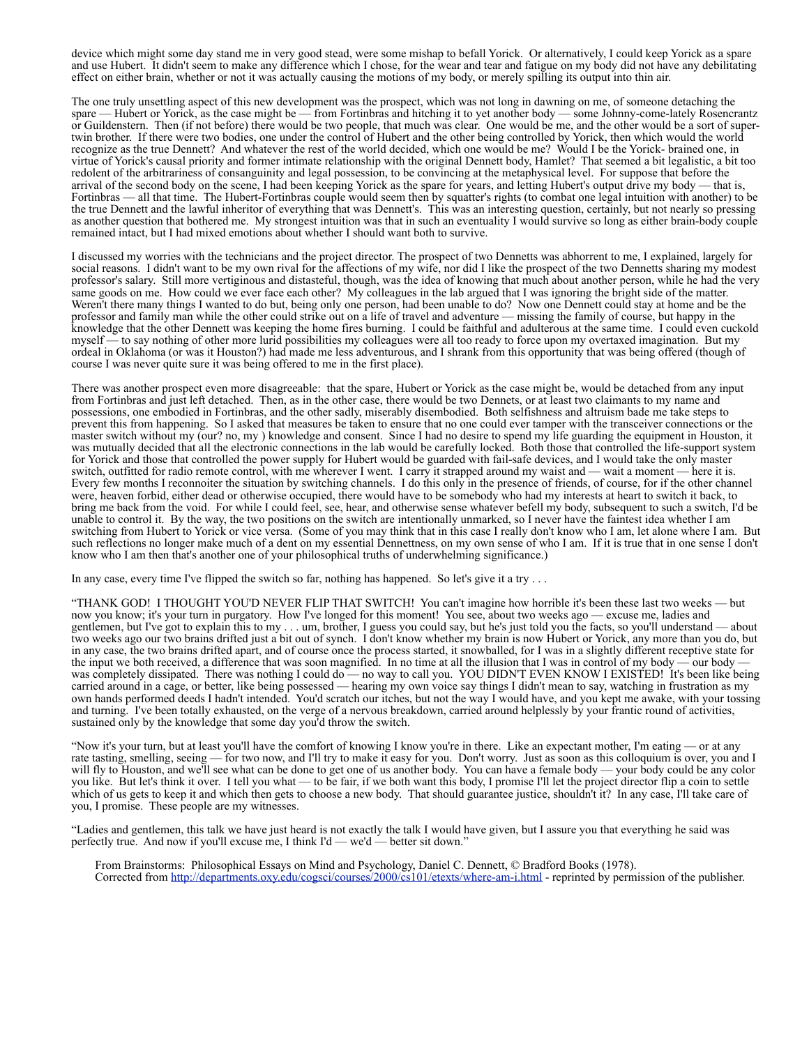device which might some day stand me in very good stead, were some mishap to befall Yorick. Or alternatively, I could keep Yorick as a spare and use Hubert. It didn't seem to make any difference which I chose, for the wear and tear and fatigue on my body did not have any debilitating effect on either brain, whether or not it was actually causing the motions of my body, or merely spilling its output into thin air.

The one truly unsettling aspect of this new development was the prospect, which was not long in dawning on me, of someone detaching the spare — Hubert or Yorick, as the case might be — from Fortinbras and hitching it to yet another body — some Johnny-come-lately Rosencrantz or Guildenstern. Then (if not before) there would be two people, that much was clear. One would be me, and the other would be a sort of super-twin brother. If there were two bodies, one under the control of Hubert and the other being controlled by Yorick, then which would the world recognize as the true Dennett? And whatever the rest of the world decided, which one would be me? Would I be the Yorick- brained one, in virtue of Yorick's causal priority and former intimate relationship with the original Dennett body, Hamlet? That seemed a bit legalistic, a bit too redolent of the arbitrariness of consanguinity and legal possession, to be convincing at the metaphysical level. For suppose that before the arrival of the second body on the scene, I had been keeping Yorick as the spare for years, and letting Hubert's output drive my body — that is, Fortinbras — all that time. The Hubert-Fortinbras couple would seem then by squatter's rights (to combat one legal intuition with another) to be the true Dennett and the lawful inheritor of everything that was Dennett's. This was an interesting question, certainly, but not nearly so pressing as another question that bothered me. My strongest intuition was that in such an eventuality I would survive so long as either brain-body couple remained intact, but I had mixed emotions about whether I should want both to survive.

I discussed my worries with the technicians and the project director. The prospect of two Dennetts was abhorrent to me, I explained, largely for social reasons. I didn't want to be my own rival for the affections of my wife, nor did I like the prospect of the two Dennetts sharing my modest professor's salary. Still more vertiginous and distasteful, though, was the idea of knowing that much about another person, while he had the very same goods on me. How could we ever face each other? My colleagues in the lab argued that I was ignoring the bright side of the matter. Weren't there many things I wanted to do but, being only one person, had been unable to do? Now one Dennett could stay at home and be the professor and family man while the other could strike out on a life of travel and adventure — missing the family of course, but happy in the knowledge that the other Dennett was keeping the home fires burning. I could be faithful and adulterous at the same time. I could even cuckold myself — to say nothing of other more lurid possibilities my colleagues were all too ready to force upon my overtaxed imagination. But my ordeal in Oklahoma (or was it Houston?) had made me less adventurous, and I shrank from this opportunity that was being offered (though of course I was never quite sure it was being offered to me in the first place).

There was another prospect even more disagreeable: that the spare, Hubert or Yorick as the case might be, would be detached from any input from Fortinbras and just left detached. Then, as in the other case, there would be two Dennets, or at least two claimants to my name and possessions, one embodied in Fortinbras, and the other sadly, miserably disembodied. Both selfishness and altruism bade me take steps to prevent this from happening. So I asked that measures be taken to ensure that no one could ever tamper with the transceiver connections or the master switch without my (our? no, my ) knowledge and consent. Since I had no desire to spend my life guarding the equipment in Houston, it was mutually decided that all the electronic connections in the lab would be carefully locked. Both those that controlled the life-support system for Yorick and those that controlled the power supply for Hubert would be guarded with fail-safe devices, and I would take the only master switch, outfitted for radio remote control, with me wherever I went. I carry it strapped around my waist and — wait a moment — here it is. Every few months I reconnoiter the situation by switching channels. I do this only in the presence of friends, of course, for if the other channel were, heaven forbid, either dead or otherwise occupied, there would have to be somebody who had my interests at heart to switch it back, to bring me back from the void. For while I could feel, see, hear, and otherwise sense whatever befell my body, subsequent to such a switch, I'd be unable to control it. By the way, the two positions on the switch are intentionally unmarked, so I never have the faintest idea whether I am switching from Hubert to Yorick or vice versa. (Some of you may think that in this case I really don't know who I am, let alone where I am. But such reflections no longer make much of a dent on my essential Dennettness, on my own sense of who I am. If it is true that in one sense I don't know who I am then that's another one of your philosophical truths of underwhelming significance.)

In any case, every time I've flipped the switch so far, nothing has happened. So let's give it a try . . .

"THANK GOD! I THOUGHT YOU'D NEVER FLIP THAT SWITCH! You can't imagine how horrible it's been these last two weeks — but now you know; it's your turn in purgatory. How I've longed for this moment! You see, about two weeks ago — excuse me, ladies and gentlemen, but I've got to explain this to my . . . um, brother, I guess you could say, but he's just told you the facts, so you'll understand — about two weeks ago our two brains drifted just a bit out of synch. I don't know whether my brain is now Hubert or Yorick, any more than you do, but in any case, the two brains drifted apart, and of course once the process started, it snowballed, for I was in a slightly different receptive state for the input we both received, a difference that was soon magnified. In no time at all the illusion that I was in control of my body — our body — was completely dissipated. There was nothing I could do — no way to call you. YOU DIDN'T EVEN KNOW I EXISTED! It's been like being carried around in a cage, or better, like being possessed — hearing my own voice say things I didn't mean to say, watching in frustration as my own hands performed deeds I hadn't intended. You'd scratch our itches, but not the way I would have, and you kept me awake, with your tossing and turning. I've been totally exhausted, on the verge of a nervous breakdown, carried around helplessly by your frantic round of activities, sustained only by the knowledge that some day you'd throw the switch.

"Now it's your turn, but at least you'll have the comfort of knowing I know you're in there. Like an expectant mother, I'm eating — or at any rate tasting, smelling, seeing — for two now, and I'll try to make it easy for you. Don't worry. Just as soon as this colloquium is over, you and I will fly to Houston, and we'll see what can be done to get one of us another body. You can have a female body — your body could be any color you like. But let's think it over. I tell you what — to be fair, if we both want this body, I promise I'll let the project director flip a coin to settle which of us gets to keep it and which then gets to choose a new body. That should guarantee justice, shouldn't it? In any case, I'll take care of you, I promise. These people are my witnesses.

"Ladies and gentlemen, this talk we have just heard is not exactly the talk I would have given, but I assure you that everything he said was perfectly true. And now if you'll excuse me, I think I'd — we'd — better sit down."

From Brainstorms: Philosophical Essays on Mind and Psychology, Daniel C. Dennett, © Bradford Books (1978).
Corrected from http://departments.oxy.edu/cogsci/courses/2000/cs101/etexts/where-am-i.html - reprinted by permission of the publisher.